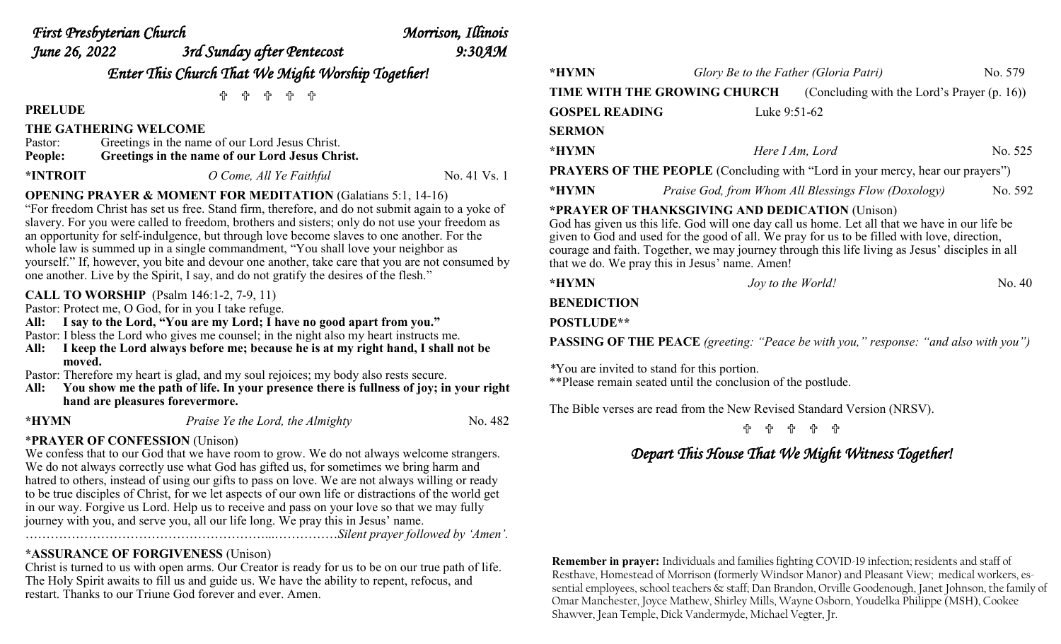*First Presbyterian Church* *Morrison, Illinois*
*June 26, 2022* *3rd Sunday after Pentecost* *9:30AM*

## *Enter This Church That We Might Worship Together!*

✞ ✞ ✞ ✞ ✞

**PRELUDE**

**THE GATHERING WELCOME**

Pastor: Greetings in the name of our Lord Jesus Christ.
**People: Greetings in the name of our Lord Jesus Christ.**

**\*INTROIT** *O Come, All Ye Faithful* No. 41 Vs. 1

**OPENING PRAYER & MOMENT FOR MEDITATION** (Galatians 5:1, 14-16)

"For freedom Christ has set us free. Stand firm, therefore, and do not submit again to a yoke of slavery. For you were called to freedom, brothers and sisters; only do not use your freedom as an opportunity for self-indulgence, but through love become slaves to one another. For the whole law is summed up in a single commandment, "You shall love your neighbor as yourself." If, however, you bite and devour one another, take care that you are not consumed by one another. Live by the Spirit, I say, and do not gratify the desires of the flesh."

**CALL TO WORSHIP** (Psalm 146:1-2, 7-9, 11)

Pastor: Protect me, O God, for in you I take refuge.
**All: I say to the Lord, "You are my Lord; I have no good apart from you."**
Pastor: I bless the Lord who gives me counsel; in the night also my heart instructs me.
**All: I keep the Lord always before me; because he is at my right hand, I shall not be moved.**
Pastor: Therefore my heart is glad, and my soul rejoices; my body also rests secure.
**All: You show me the path of life. In your presence there is fullness of joy; in your right hand are pleasures forevermore.**

**\*HYMN** *Praise Ye the Lord, the Almighty* No. 482

**\*PRAYER OF CONFESSION** (Unison)

We confess that to our God that we have room to grow. We do not always welcome strangers. We do not always correctly use what God has gifted us, for sometimes we bring harm and hatred to others, instead of using our gifts to pass on love. We are not always willing or ready to be true disciples of Christ, for we let aspects of our own life or distractions of the world get in our way. Forgive us Lord. Help us to receive and pass on your love so that we may fully journey with you, and serve you, all our life long. We pray this in Jesus' name.
…………………………………………………...……………*Silent prayer followed by 'Amen'.*

**\*ASSURANCE OF FORGIVENESS** (Unison)

Christ is turned to us with open arms. Our Creator is ready for us to be on our true path of life. The Holy Spirit awaits to fill us and guide us. We have the ability to repent, refocus, and restart. Thanks to our Triune God forever and ever. Amen.

**\*HYMN** *Glory Be to the Father (Gloria Patri)* No. 579

**TIME WITH THE GROWING CHURCH** (Concluding with the Lord's Prayer (p. 16))

**GOSPEL READING** Luke 9:51-62

**SERMON**

**\*HYMN** *Here I Am, Lord* No. 525

**PRAYERS OF THE PEOPLE** (Concluding with "Lord in your mercy, hear our prayers")

**\*HYMN** *Praise God, from Whom All Blessings Flow (Doxology)* No. 592

**\*PRAYER OF THANKSGIVING AND DEDICATION** (Unison)

God has given us this life. God will one day call us home. Let all that we have in our life be given to God and used for the good of all. We pray for us to be filled with love, direction, courage and faith. Together, we may journey through this life living as Jesus' disciples in all that we do. We pray this in Jesus' name. Amen!

**\*HYMN** *Joy to the World!* No. 40

**BENEDICTION**

**POSTLUDE\*\***

**PASSING OF THE PEACE** *(greeting: "Peace be with you," response: "and also with you")*

*You are invited to stand for this portion.
\*\*Please remain seated until the conclusion of the postlude.

The Bible verses are read from the New Revised Standard Version (NRSV).

✞ ✞ ✞ ✞ ✞

## *Depart This House That We Might Witness Together!*

**Remember in prayer:** Individuals and families fighting COVID-19 infection; residents and staff of Resthave, Homestead of Morrison (formerly Windsor Manor) and Pleasant View; medical workers, essential employees, school teachers & staff; Dan Brandon, Orville Goodenough, Janet Johnson, the family of Omar Manchester, Joyce Mathew, Shirley Mills, Wayne Osborn, Youdelka Philippe (MSH), Cookee Shawver, Jean Temple, Dick Vandermyde, Michael Vegter, Jr.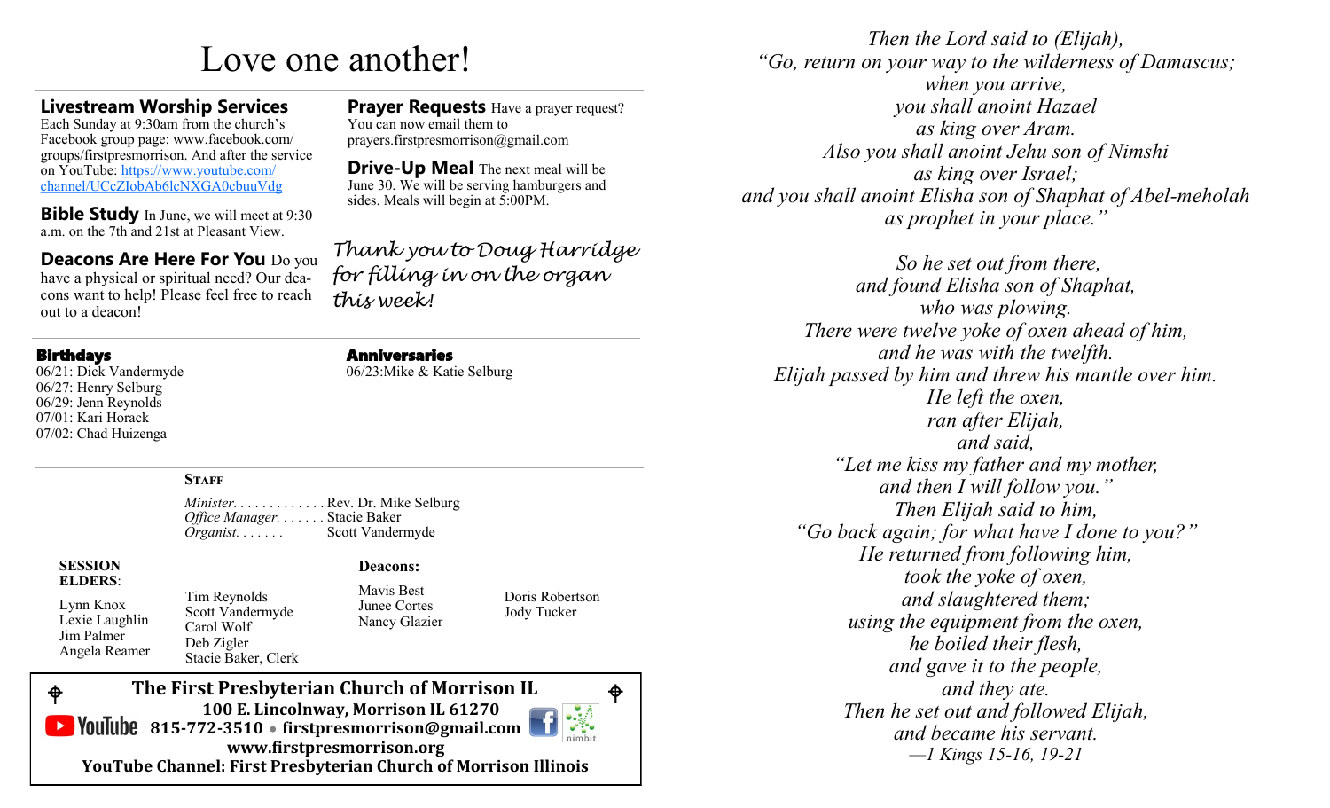# Love one another!

**Livestream Worship Services** Each Sunday at 9:30am from the church's Facebook group page: www.facebook.com/groups/firstpresmorrison. And after the service on YouTube: [https://www.youtube.com/channel/UCcZIobAb6lcNXGA0cbuuVdg](https://www.youtube.com/channel/UCcZIobAb6lcNXGA0cbuuVdg)

**Bible Study** In June, we will meet at 9:30 a.m. on the 7th and 21st at Pleasant View.

**Deacons Are Here For You** Do you have a physical or spiritual need? Our deacons want to help! Please feel free to reach out to a deacon!

**Prayer Requests** Have a prayer request? You can now email them to prayers.firstpresmorrison@gmail.com

**Drive-Up Meal** The next meal will be June 30. We will be serving hamburgers and sides. Meals will begin at 5:00PM.

*Thank you to Doug Harridge for filling in on the organ this week!*

**Birthdays**

06/21: Dick Vandermyde
06/27: Henry Selburg
06/29: Jenn Reynolds
07/01: Kari Horack
07/02: Chad Huizenga

**Anniversaries**

06/23:Mike & Katie Selburg

**Staff**

*Minister*. . . . . . . . . . . . . Rev. Dr. Mike Selburg
*Office Manager*. . . . . . . Stacie Baker
*Organist*. . . . . . . Scott Vandermyde

**SESSION ELDERS**:

Lynn Knox
Lexie Laughlin
Jim Palmer
Angela Reamer
Tim Reynolds
Scott Vandermyde
Carol Wolf
Deb Zigler
Stacie Baker, Clerk

**Deacons:**

Mavis Best
Junee Cortes
Nancy Glazier
Doris Robertson
Jody Tucker

**The First Presbyterian Church of Morrison IL**
**100 E. Lincolnway, Morrison IL 61270**
**815-772-3510 • firstpresmorrison@gmail.com**
**www.firstpresmorrison.org**
**YouTube Channel: First Presbyterian Church of Morrison Illinois**

*Then the Lord said to (Elijah),*
*"Go, return on your way to the wilderness of Damascus;*
*when you arrive,*
*you shall anoint Hazael*
*as king over Aram.*
*Also you shall anoint Jehu son of Nimshi*
*as king over Israel;*
*and you shall anoint Elisha son of Shaphat of Abel-meholah*
*as prophet in your place."*

*So he set out from there,*
*and found Elisha son of Shaphat,*
*who was plowing.*
*There were twelve yoke of oxen ahead of him,*
*and he was with the twelfth.*
*Elijah passed by him and threw his mantle over him.*
*He left the oxen,*
*ran after Elijah,*
*and said,*
*"Let me kiss my father and my mother,*
*and then I will follow you."*
*Then Elijah said to him,*
*"Go back again; for what have I done to you?"*
*He returned from following him,*
*took the yoke of oxen,*
*and slaughtered them;*
*using the equipment from the oxen,*
*he boiled their flesh,*
*and gave it to the people,*
*and they ate.*
*Then he set out and followed Elijah,*
*and became his servant.*
*—1 Kings 15-16, 19-21*